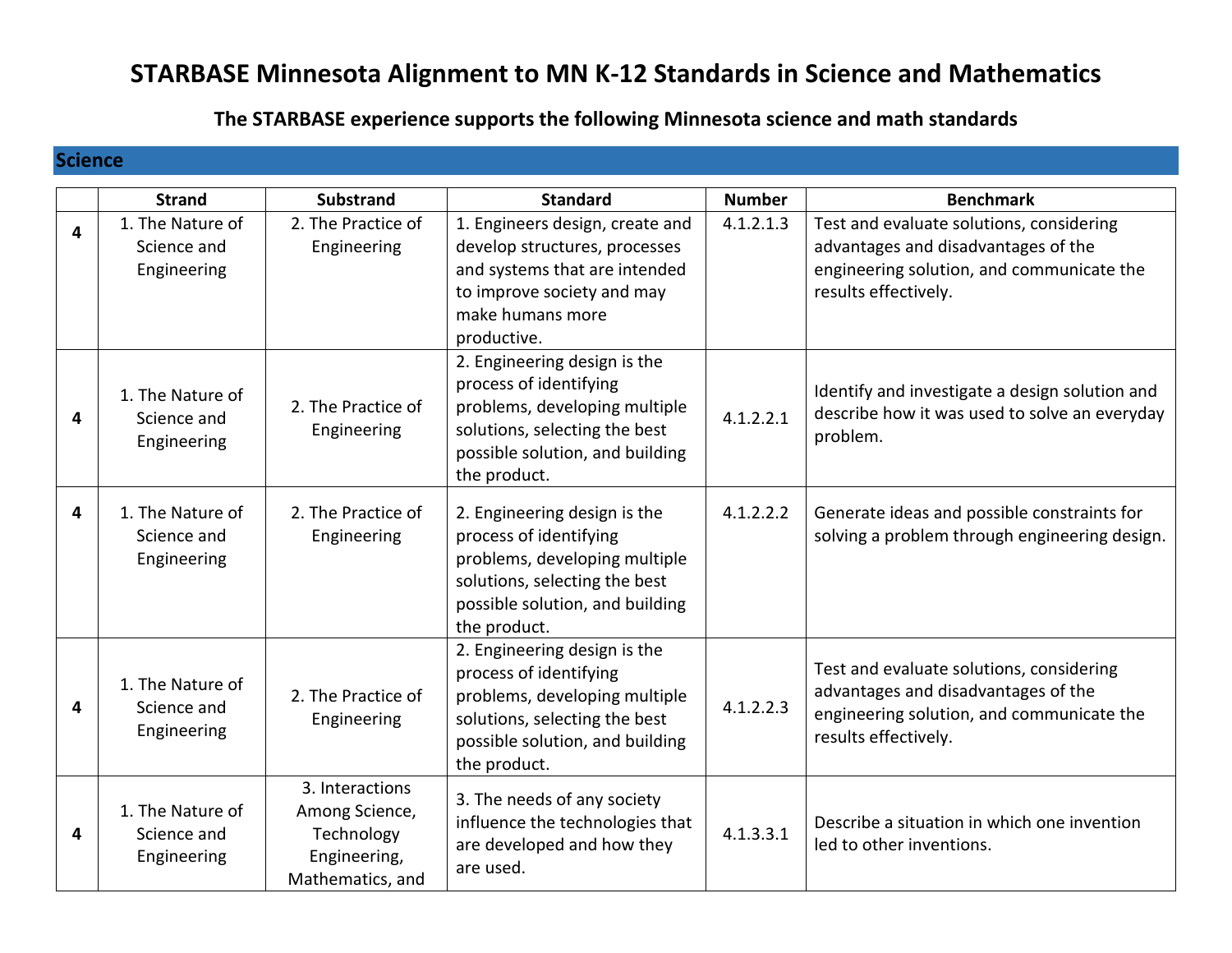# STARBASE Minnesota Alignment to MN K-12 Standards in Science and Mathematics

## The STARBASE experience supports the following Minnesota science and math standards

## Science

| | Strand | Substrand | Standard | Number | Benchmark |
|---|---|---|---|---|---|
| **4** | 1. The Nature of Science and Engineering | 2. The Practice of Engineering | 1. Engineers design, create and develop structures, processes and systems that are intended to improve society and may make humans more productive. | 4.1.2.1.3 | Test and evaluate solutions, considering advantages and disadvantages of the engineering solution, and communicate the results effectively. |
| **4** | 1. The Nature of Science and Engineering | 2. The Practice of Engineering | 2. Engineering design is the process of identifying problems, developing multiple solutions, selecting the best possible solution, and building the product. | 4.1.2.2.1 | Identify and investigate a design solution and describe how it was used to solve an everyday problem. |
| **4** | 1. The Nature of Science and Engineering | 2. The Practice of Engineering | 2. Engineering design is the process of identifying problems, developing multiple solutions, selecting the best possible solution, and building the product. | 4.1.2.2.2 | Generate ideas and possible constraints for solving a problem through engineering design. |
| **4** | 1. The Nature of Science and Engineering | 2. The Practice of Engineering | 2. Engineering design is the process of identifying problems, developing multiple solutions, selecting the best possible solution, and building the product. | 4.1.2.2.3 | Test and evaluate solutions, considering advantages and disadvantages of the engineering solution, and communicate the results effectively. |
| **4** | 1. The Nature of Science and Engineering | 3. Interactions Among Science, Technology Engineering, Mathematics, and | 3. The needs of any society influence the technologies that are developed and how they are used. | 4.1.3.3.1 | Describe a situation in which one invention led to other inventions. |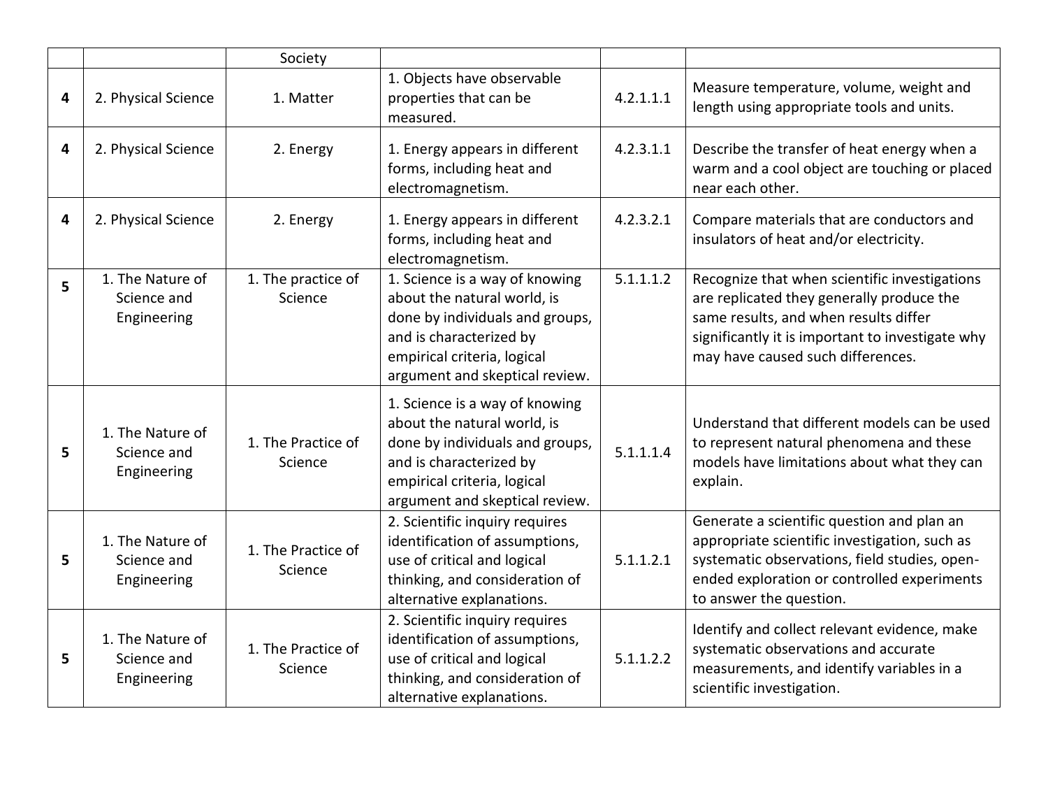|  |  | Society |  |  |  |
|---|---|---|---|---|---|
| **4** | 2. Physical Science | 1. Matter | 1. Objects have observable properties that can be measured. | 4.2.1.1.1 | Measure temperature, volume, weight and length using appropriate tools and units. |
| **4** | 2. Physical Science | 2. Energy | 1. Energy appears in different forms, including heat and electromagnetism. | 4.2.3.1.1 | Describe the transfer of heat energy when a warm and a cool object are touching or placed near each other. |
| **4** | 2. Physical Science | 2. Energy | 1. Energy appears in different forms, including heat and electromagnetism. | 4.2.3.2.1 | Compare materials that are conductors and insulators of heat and/or electricity. |
| **5** | 1. The Nature of Science and Engineering | 1. The practice of Science | 1. Science is a way of knowing about the natural world, is done by individuals and groups, and is characterized by empirical criteria, logical argument and skeptical review. | 5.1.1.1.2 | Recognize that when scientific investigations are replicated they generally produce the same results, and when results differ significantly it is important to investigate why may have caused such differences. |
| **5** | 1. The Nature of Science and Engineering | 1. The Practice of Science | 1. Science is a way of knowing about the natural world, is done by individuals and groups, and is characterized by empirical criteria, logical argument and skeptical review. | 5.1.1.1.4 | Understand that different models can be used to represent natural phenomena and these models have limitations about what they can explain. |
| **5** | 1. The Nature of Science and Engineering | 1. The Practice of Science | 2. Scientific inquiry requires identification of assumptions, use of critical and logical thinking, and consideration of alternative explanations. | 5.1.1.2.1 | Generate a scientific question and plan an appropriate scientific investigation, such as systematic observations, field studies, open-ended exploration or controlled experiments to answer the question. |
| **5** | 1. The Nature of Science and Engineering | 1. The Practice of Science | 2. Scientific inquiry requires identification of assumptions, use of critical and logical thinking, and consideration of alternative explanations. | 5.1.1.2.2 | Identify and collect relevant evidence, make systematic observations and accurate measurements, and identify variables in a scientific investigation. |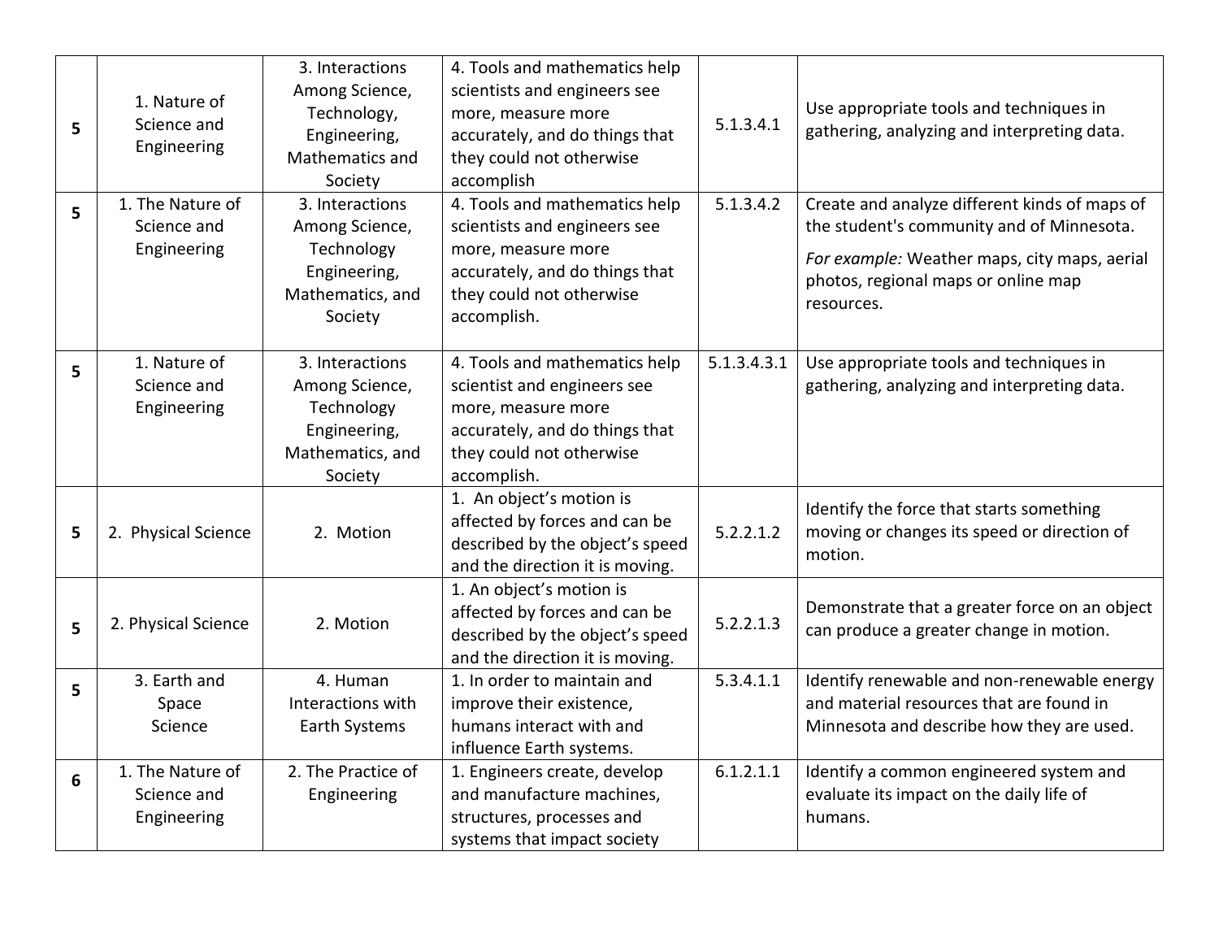| | | | | | |
|---|---|---|---|---|---|
| **5** | 1. Nature of Science and Engineering | 3. Interactions Among Science, Technology, Engineering, Mathematics and Society | 4. Tools and mathematics help scientists and engineers see more, measure more accurately, and do things that they could not otherwise accomplish | 5.1.3.4.1 | Use appropriate tools and techniques in gathering, analyzing and interpreting data. |
| **5** | 1. The Nature of Science and Engineering | 3. Interactions Among Science, Technology Engineering, Mathematics, and Society | 4. Tools and mathematics help scientists and engineers see more, measure more accurately, and do things that they could not otherwise accomplish. | 5.1.3.4.2 | Create and analyze different kinds of maps of the student's community and of Minnesota.<br>*For example:* Weather maps, city maps, aerial photos, regional maps or online map resources. |
| **5** | 1. Nature of Science and Engineering | 3. Interactions Among Science, Technology Engineering, Mathematics, and Society | 4. Tools and mathematics help scientist and engineers see more, measure more accurately, and do things that they could not otherwise accomplish. | 5.1.3.4.3.1 | Use appropriate tools and techniques in gathering, analyzing and interpreting data. |
| **5** | 2. Physical Science | 2. Motion | 1. An object's motion is affected by forces and can be described by the object's speed and the direction it is moving. | 5.2.2.1.2 | Identify the force that starts something moving or changes its speed or direction of motion. |
| **5** | 2. Physical Science | 2. Motion | 1. An object's motion is affected by forces and can be described by the object's speed and the direction it is moving. | 5.2.2.1.3 | Demonstrate that a greater force on an object can produce a greater change in motion. |
| **5** | 3. Earth and Space Science | 4. Human Interactions with Earth Systems | 1. In order to maintain and improve their existence, humans interact with and influence Earth systems. | 5.3.4.1.1 | Identify renewable and non-renewable energy and material resources that are found in Minnesota and describe how they are used. |
| **6** | 1. The Nature of Science and Engineering | 2. The Practice of Engineering | 1. Engineers create, develop and manufacture machines, structures, processes and systems that impact society | 6.1.2.1.1 | Identify a common engineered system and evaluate its impact on the daily life of humans. |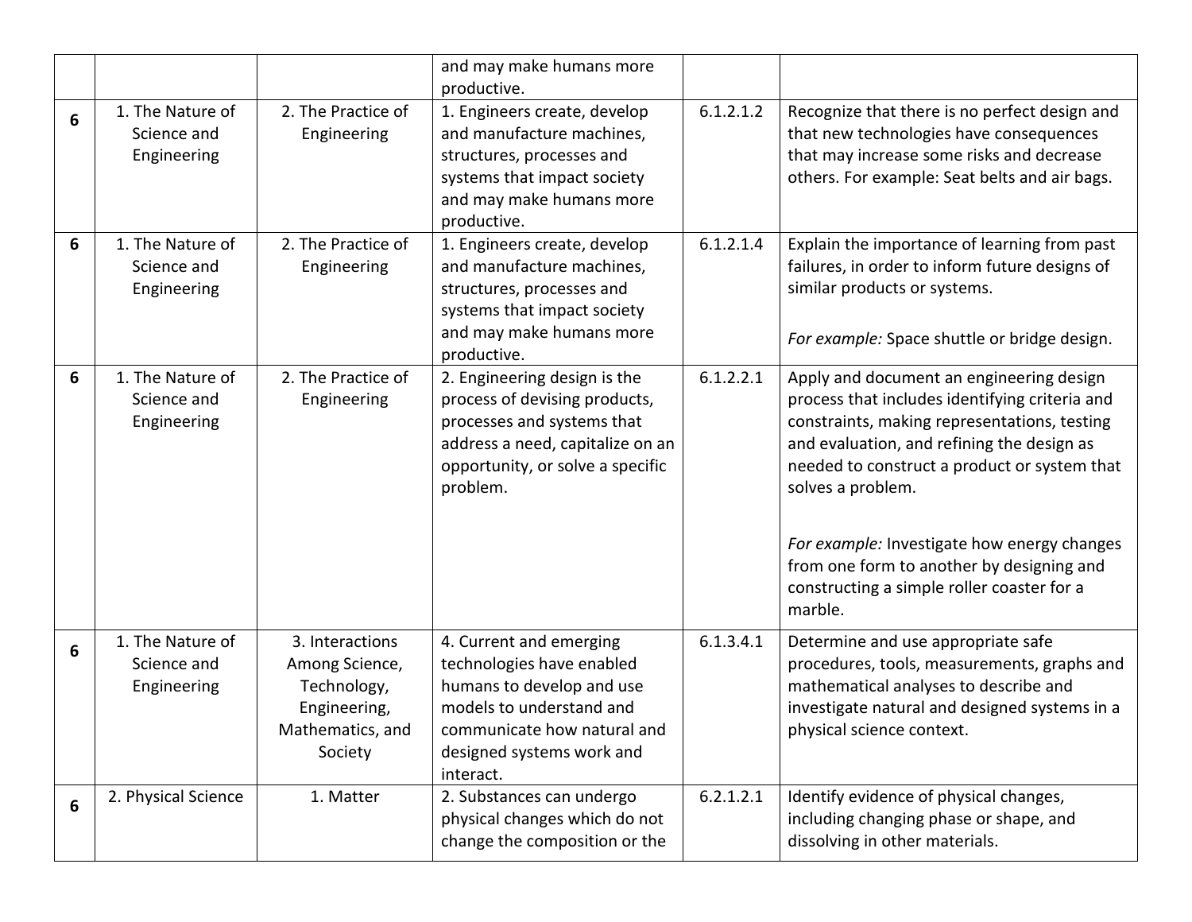| | | | and may make humans more productive. | | |
|---|---|---|---|---|---|
| **6** | 1. The Nature of Science and Engineering | 2. The Practice of Engineering | 1. Engineers create, develop and manufacture machines, structures, processes and systems that impact society and may make humans more productive. | 6.1.2.1.2 | Recognize that there is no perfect design and that new technologies have consequences that may increase some risks and decrease others. For example: Seat belts and air bags. |
| **6** | 1. The Nature of Science and Engineering | 2. The Practice of Engineering | 1. Engineers create, develop and manufacture machines, structures, processes and systems that impact society and may make humans more productive. | 6.1.2.1.4 | Explain the importance of learning from past failures, in order to inform future designs of similar products or systems.<br><br>*For example:* Space shuttle or bridge design. |
| **6** | 1. The Nature of Science and Engineering | 2. The Practice of Engineering | 2. Engineering design is the process of devising products, processes and systems that address a need, capitalize on an opportunity, or solve a specific problem. | 6.1.2.2.1 | Apply and document an engineering design process that includes identifying criteria and constraints, making representations, testing and evaluation, and refining the design as needed to construct a product or system that solves a problem.<br><br>*For example:* Investigate how energy changes from one form to another by designing and constructing a simple roller coaster for a marble. |
| **6** | 1. The Nature of Science and Engineering | 3. Interactions Among Science, Technology, Engineering, Mathematics, and Society | 4. Current and emerging technologies have enabled humans to develop and use models to understand and communicate how natural and designed systems work and interact. | 6.1.3.4.1 | Determine and use appropriate safe procedures, tools, measurements, graphs and mathematical analyses to describe and investigate natural and designed systems in a physical science context. |
| **6** | 2. Physical Science | 1. Matter | 2. Substances can undergo physical changes which do not change the composition or the | 6.2.1.2.1 | Identify evidence of physical changes, including changing phase or shape, and dissolving in other materials. |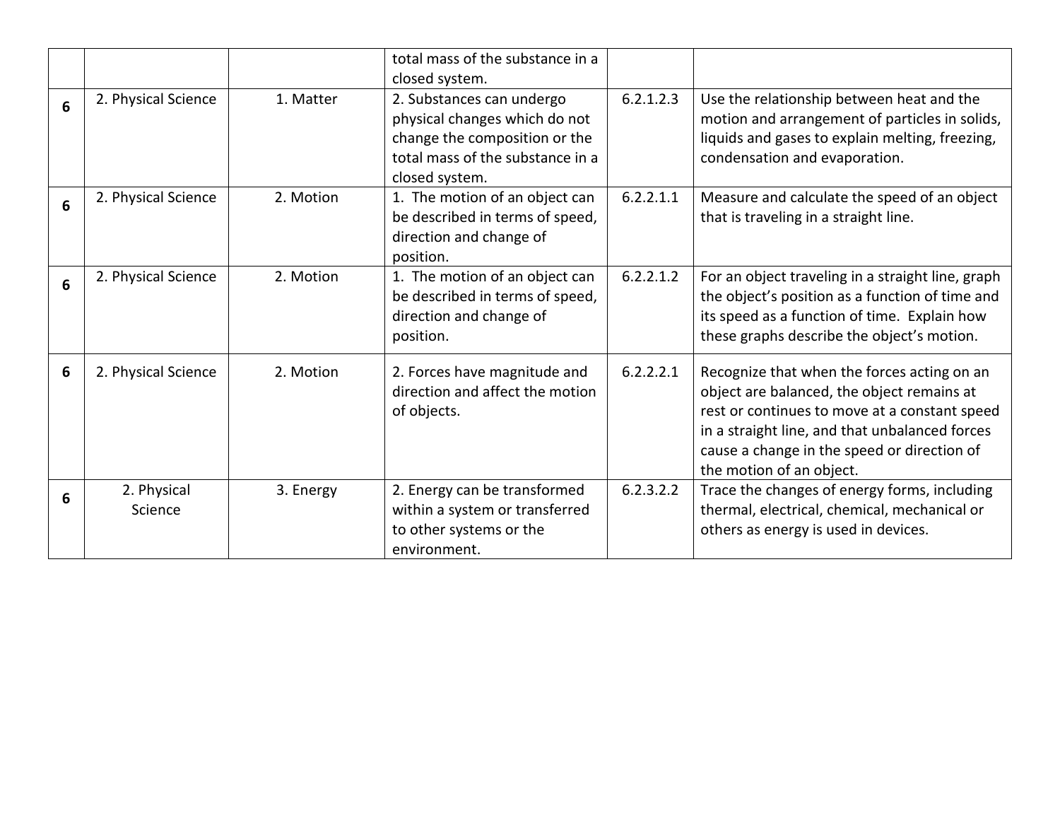| | | | total mass of the substance in a closed system. | | |
|---|---|---|---|---|---|
| **6** | 2. Physical Science | 1. Matter | 2. Substances can undergo physical changes which do not change the composition or the total mass of the substance in a closed system. | 6.2.1.2.3 | Use the relationship between heat and the motion and arrangement of particles in solids, liquids and gases to explain melting, freezing, condensation and evaporation. |
| **6** | 2. Physical Science | 2. Motion | 1. The motion of an object can be described in terms of speed, direction and change of position. | 6.2.2.1.1 | Measure and calculate the speed of an object that is traveling in a straight line. |
| **6** | 2. Physical Science | 2. Motion | 1. The motion of an object can be described in terms of speed, direction and change of position. | 6.2.2.1.2 | For an object traveling in a straight line, graph the object's position as a function of time and its speed as a function of time. Explain how these graphs describe the object's motion. |
| **6** | 2. Physical Science | 2. Motion | 2. Forces have magnitude and direction and affect the motion of objects. | 6.2.2.2.1 | Recognize that when the forces acting on an object are balanced, the object remains at rest or continues to move at a constant speed in a straight line, and that unbalanced forces cause a change in the speed or direction of the motion of an object. |
| **6** | 2. Physical Science | 3. Energy | 2. Energy can be transformed within a system or transferred to other systems or the environment. | 6.2.3.2.2 | Trace the changes of energy forms, including thermal, electrical, chemical, mechanical or others as energy is used in devices. |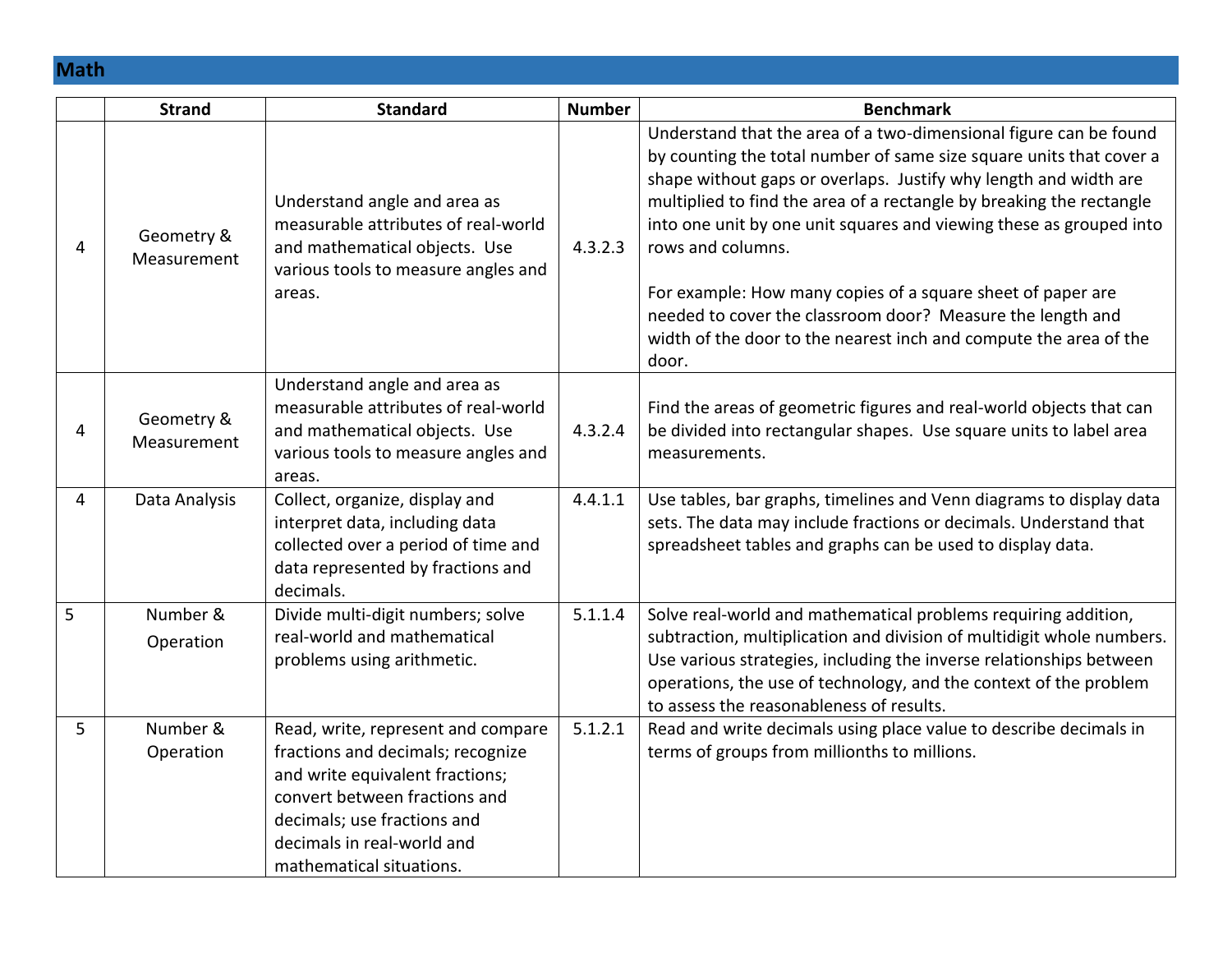## Math

| | Strand | Standard | Number | Benchmark |
|---|---|---|---|---|
| 4 | Geometry & Measurement | Understand angle and area as measurable attributes of real-world and mathematical objects. Use various tools to measure angles and areas. | 4.3.2.3 | Understand that the area of a two-dimensional figure can be found by counting the total number of same size square units that cover a shape without gaps or overlaps. Justify why length and width are multiplied to find the area of a rectangle by breaking the rectangle into one unit by one unit squares and viewing these as grouped into rows and columns.<br><br>For example: How many copies of a square sheet of paper are needed to cover the classroom door? Measure the length and width of the door to the nearest inch and compute the area of the door. |
| 4 | Geometry & Measurement | Understand angle and area as measurable attributes of real-world and mathematical objects. Use various tools to measure angles and areas. | 4.3.2.4 | Find the areas of geometric figures and real-world objects that can be divided into rectangular shapes. Use square units to label area measurements. |
| 4 | Data Analysis | Collect, organize, display and interpret data, including data collected over a period of time and data represented by fractions and decimals. | 4.4.1.1 | Use tables, bar graphs, timelines and Venn diagrams to display data sets. The data may include fractions or decimals. Understand that spreadsheet tables and graphs can be used to display data. |
| 5 | Number & Operation | Divide multi-digit numbers; solve real-world and mathematical problems using arithmetic. | 5.1.1.4 | Solve real-world and mathematical problems requiring addition, subtraction, multiplication and division of multidigit whole numbers. Use various strategies, including the inverse relationships between operations, the use of technology, and the context of the problem to assess the reasonableness of results. |
| 5 | Number & Operation | Read, write, represent and compare fractions and decimals; recognize and write equivalent fractions; convert between fractions and decimals; use fractions and decimals in real-world and mathematical situations. | 5.1.2.1 | Read and write decimals using place value to describe decimals in terms of groups from millionths to millions. |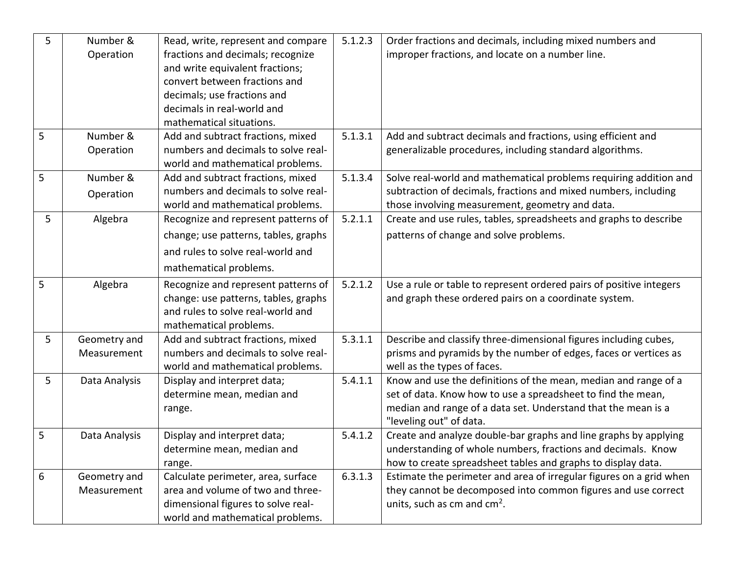| | | | | |
|---|---|---|---|---|
| 5 | Number & Operation | Read, write, represent and compare fractions and decimals; recognize and write equivalent fractions; convert between fractions and decimals; use fractions and decimals in real-world and mathematical situations. | 5.1.2.3 | Order fractions and decimals, including mixed numbers and improper fractions, and locate on a number line. |
| 5 | Number & Operation | Add and subtract fractions, mixed numbers and decimals to solve real-world and mathematical problems. | 5.1.3.1 | Add and subtract decimals and fractions, using efficient and generalizable procedures, including standard algorithms. |
| 5 | Number & Operation | Add and subtract fractions, mixed numbers and decimals to solve real-world and mathematical problems. | 5.1.3.4 | Solve real-world and mathematical problems requiring addition and subtraction of decimals, fractions and mixed numbers, including those involving measurement, geometry and data. |
| 5 | Algebra | Recognize and represent patterns of change; use patterns, tables, graphs and rules to solve real-world and mathematical problems. | 5.2.1.1 | Create and use rules, tables, spreadsheets and graphs to describe patterns of change and solve problems. |
| 5 | Algebra | Recognize and represent patterns of change: use patterns, tables, graphs and rules to solve real-world and mathematical problems. | 5.2.1.2 | Use a rule or table to represent ordered pairs of positive integers and graph these ordered pairs on a coordinate system. |
| 5 | Geometry and Measurement | Add and subtract fractions, mixed numbers and decimals to solve real-world and mathematical problems. | 5.3.1.1 | Describe and classify three-dimensional figures including cubes, prisms and pyramids by the number of edges, faces or vertices as well as the types of faces. |
| 5 | Data Analysis | Display and interpret data; determine mean, median and range. | 5.4.1.1 | Know and use the definitions of the mean, median and range of a set of data. Know how to use a spreadsheet to find the mean, median and range of a data set. Understand that the mean is a "leveling out" of data. |
| 5 | Data Analysis | Display and interpret data; determine mean, median and range. | 5.4.1.2 | Create and analyze double-bar graphs and line graphs by applying understanding of whole numbers, fractions and decimals. Know how to create spreadsheet tables and graphs to display data. |
| 6 | Geometry and Measurement | Calculate perimeter, area, surface area and volume of two and three-dimensional figures to solve real-world and mathematical problems. | 6.3.1.3 | Estimate the perimeter and area of irregular figures on a grid when they cannot be decomposed into common figures and use correct units, such as cm and $cm^2$. |